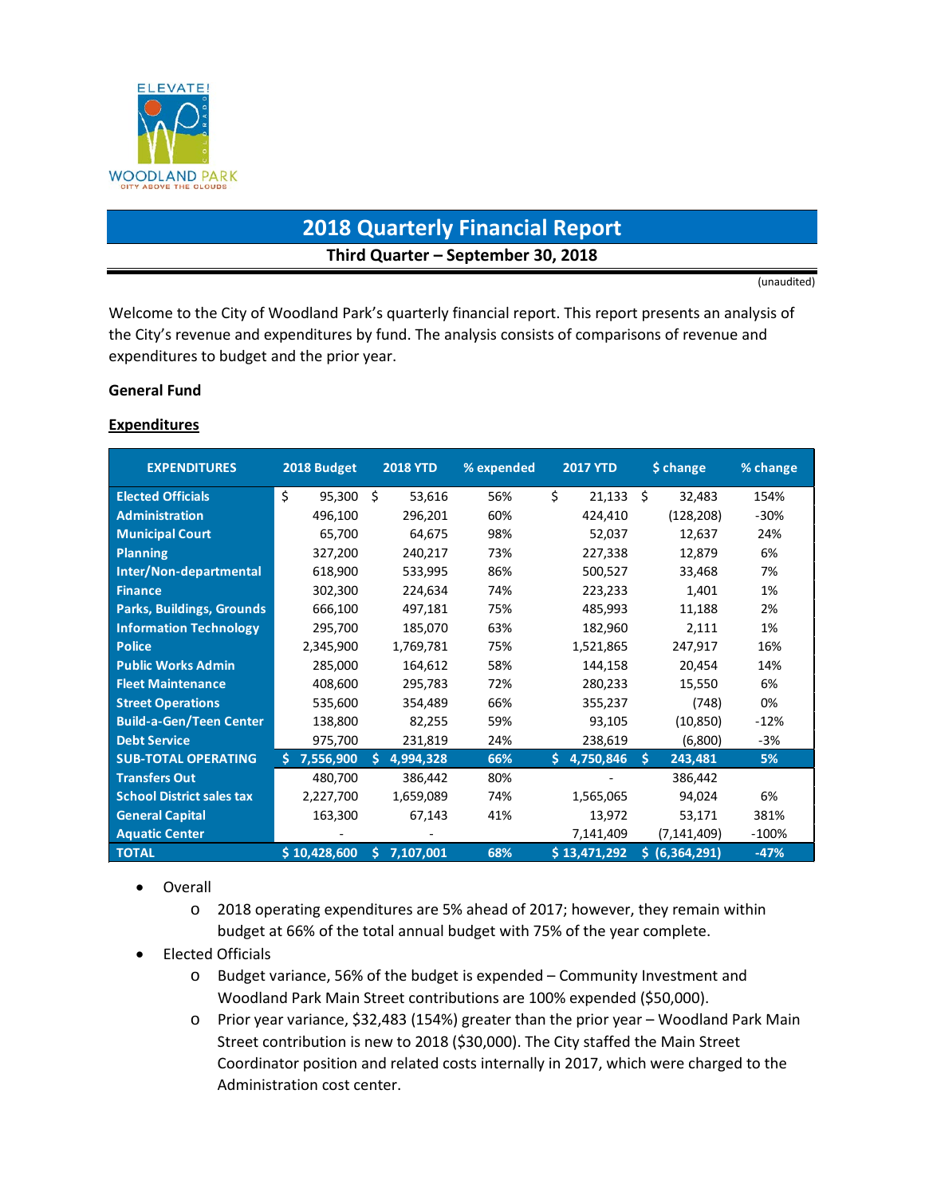ELEVATE!

WOODLAND PARK
CITY ABOVE THE CLOUDS

# 2018 Quarterly Financial Report

**Third Quarter – September 30, 2018**

(unaudited)

Welcome to the City of Woodland Park's quarterly financial report. This report presents an analysis of the City's revenue and expenditures by fund. The analysis consists of comparisons of revenue and expenditures to budget and the prior year.

**General Fund**

**Expenditures**

| EXPENDITURES | 2018 Budget | 2018 YTD | % expended | 2017 YTD | $ change | % change |
|---|---|---|---|---|---|---|
| Elected Officials | $ 95,300 | $ 53,616 | 56% | $ 21,133 | $ 32,483 | 154% |
| Administration | 496,100 | 296,201 | 60% | 424,410 | (128,208) | -30% |
| Municipal Court | 65,700 | 64,675 | 98% | 52,037 | 12,637 | 24% |
| Planning | 327,200 | 240,217 | 73% | 227,338 | 12,879 | 6% |
| Inter/Non-departmental | 618,900 | 533,995 | 86% | 500,527 | 33,468 | 7% |
| Finance | 302,300 | 224,634 | 74% | 223,233 | 1,401 | 1% |
| Parks, Buildings, Grounds | 666,100 | 497,181 | 75% | 485,993 | 11,188 | 2% |
| Information Technology | 295,700 | 185,070 | 63% | 182,960 | 2,111 | 1% |
| Police | 2,345,900 | 1,769,781 | 75% | 1,521,865 | 247,917 | 16% |
| Public Works Admin | 285,000 | 164,612 | 58% | 144,158 | 20,454 | 14% |
| Fleet Maintenance | 408,600 | 295,783 | 72% | 280,233 | 15,550 | 6% |
| Street Operations | 535,600 | 354,489 | 66% | 355,237 | (748) | 0% |
| Build-a-Gen/Teen Center | 138,800 | 82,255 | 59% | 93,105 | (10,850) | -12% |
| Debt Service | 975,700 | 231,819 | 24% | 238,619 | (6,800) | -3% |
| **SUB-TOTAL OPERATING** | **$ 7,556,900** | **$ 4,994,328** | **66%** | **$ 4,750,846** | **$ 243,481** | **5%** |
| Transfers Out | 480,700 | 386,442 | 80% | - | 386,442 | |
| School District sales tax | 2,227,700 | 1,659,089 | 74% | 1,565,065 | 94,024 | 6% |
| General Capital | 163,300 | 67,143 | 41% | 13,972 | 53,171 | 381% |
| Aquatic Center | - | - | | 7,141,409 | (7,141,409) | -100% |
| **TOTAL** | **$ 10,428,600** | **$ 7,107,001** | **68%** | **$ 13,471,292** | **$ (6,364,291)** | **-47%** |

- Overall
  - 2018 operating expenditures are 5% ahead of 2017; however, they remain within budget at 66% of the total annual budget with 75% of the year complete.
- Elected Officials
  - Budget variance, 56% of the budget is expended – Community Investment and Woodland Park Main Street contributions are 100% expended ($50,000).
  - Prior year variance, $32,483 (154%) greater than the prior year – Woodland Park Main Street contribution is new to 2018 ($30,000). The City staffed the Main Street Coordinator position and related costs internally in 2017, which were charged to the Administration cost center.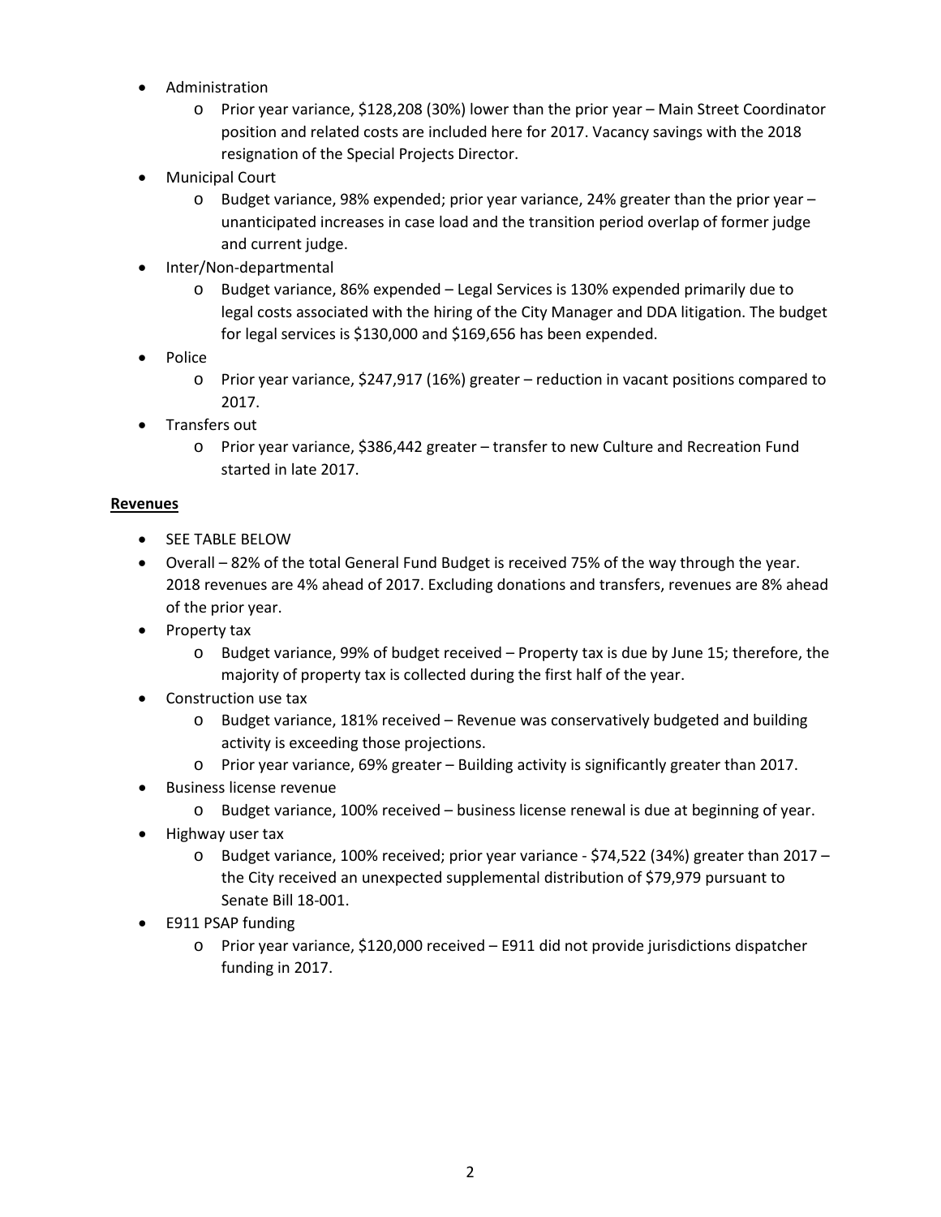- Administration
  - Prior year variance, $128,208 (30%) lower than the prior year – Main Street Coordinator position and related costs are included here for 2017. Vacancy savings with the 2018 resignation of the Special Projects Director.
- Municipal Court
  - Budget variance, 98% expended; prior year variance, 24% greater than the prior year – unanticipated increases in case load and the transition period overlap of former judge and current judge.
- Inter/Non-departmental
  - Budget variance, 86% expended – Legal Services is 130% expended primarily due to legal costs associated with the hiring of the City Manager and DDA litigation. The budget for legal services is $130,000 and $169,656 has been expended.
- Police
  - Prior year variance, $247,917 (16%) greater – reduction in vacant positions compared to 2017.
- Transfers out
  - Prior year variance, $386,442 greater – transfer to new Culture and Recreation Fund started in late 2017.

**Revenues**

- SEE TABLE BELOW
- Overall – 82% of the total General Fund Budget is received 75% of the way through the year. 2018 revenues are 4% ahead of 2017. Excluding donations and transfers, revenues are 8% ahead of the prior year.
- Property tax
  - Budget variance, 99% of budget received – Property tax is due by June 15; therefore, the majority of property tax is collected during the first half of the year.
- Construction use tax
  - Budget variance, 181% received – Revenue was conservatively budgeted and building activity is exceeding those projections.
  - Prior year variance, 69% greater – Building activity is significantly greater than 2017.
- Business license revenue
  - Budget variance, 100% received – business license renewal is due at beginning of year.
- Highway user tax
  - Budget variance, 100% received; prior year variance - $74,522 (34%) greater than 2017 – the City received an unexpected supplemental distribution of $79,979 pursuant to Senate Bill 18-001.
- E911 PSAP funding
  - Prior year variance, $120,000 received – E911 did not provide jurisdictions dispatcher funding in 2017.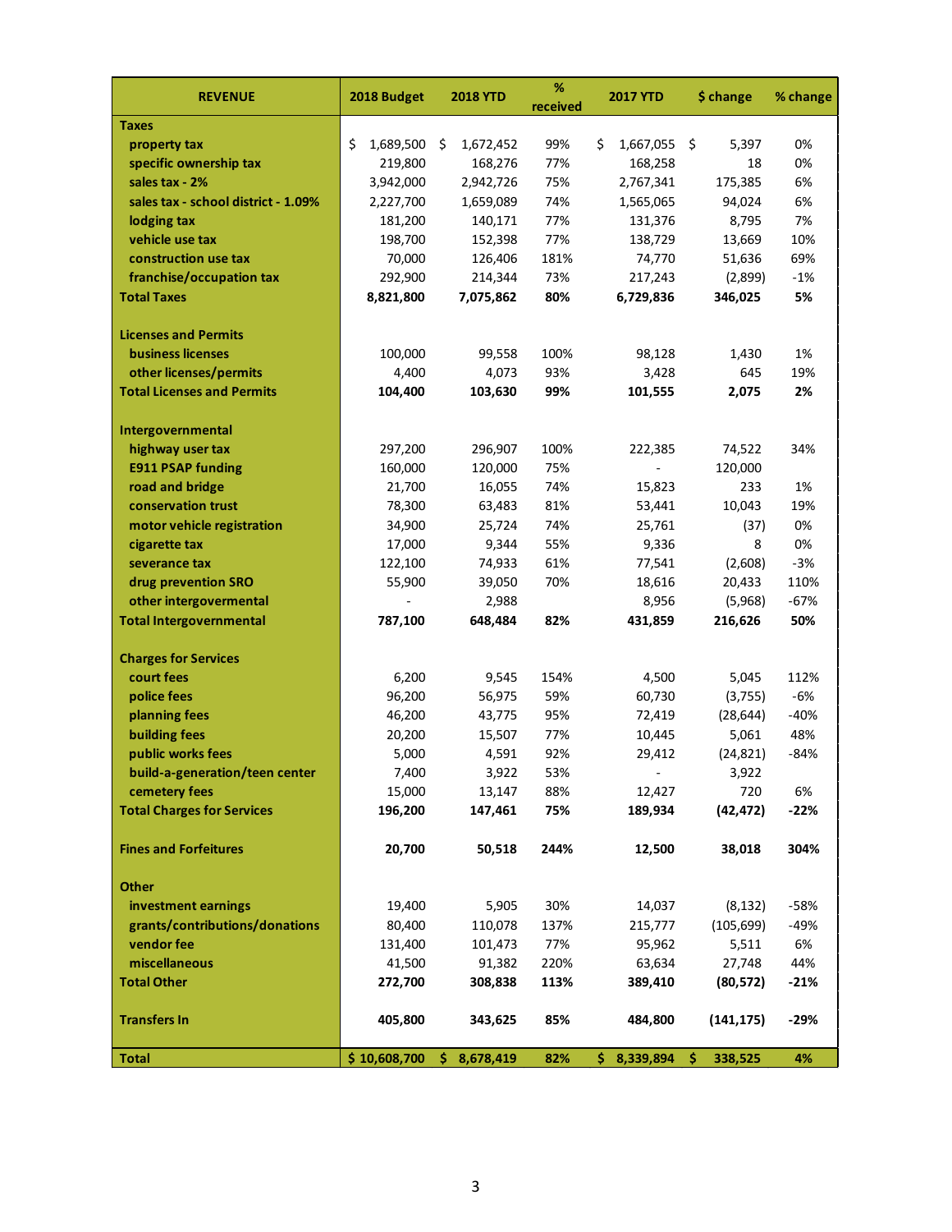| REVENUE | 2018 Budget | 2018 YTD | % received | 2017 YTD | $ change | % change |
|---|---|---|---|---|---|---|
| **Taxes** | | | | | | |
| property tax | $ 1,689,500 | $ 1,672,452 | 99% | $ 1,667,055 | $ 5,397 | 0% |
| specific ownership tax | 219,800 | 168,276 | 77% | 168,258 | 18 | 0% |
| sales tax - 2% | 3,942,000 | 2,942,726 | 75% | 2,767,341 | 175,385 | 6% |
| sales tax - school district - 1.09% | 2,227,700 | 1,659,089 | 74% | 1,565,065 | 94,024 | 6% |
| lodging tax | 181,200 | 140,171 | 77% | 131,376 | 8,795 | 7% |
| vehicle use tax | 198,700 | 152,398 | 77% | 138,729 | 13,669 | 10% |
| construction use tax | 70,000 | 126,406 | 181% | 74,770 | 51,636 | 69% |
| franchise/occupation tax | 292,900 | 214,344 | 73% | 217,243 | (2,899) | -1% |
| **Total Taxes** | **8,821,800** | **7,075,862** | **80%** | **6,729,836** | **346,025** | **5%** |
| | | | | | | |
| **Licenses and Permits** | | | | | | |
| business licenses | 100,000 | 99,558 | 100% | 98,128 | 1,430 | 1% |
| other licenses/permits | 4,400 | 4,073 | 93% | 3,428 | 645 | 19% |
| **Total Licenses and Permits** | **104,400** | **103,630** | **99%** | **101,555** | **2,075** | **2%** |
| | | | | | | |
| **Intergovernmental** | | | | | | |
| highway user tax | 297,200 | 296,907 | 100% | 222,385 | 74,522 | 34% |
| E911 PSAP funding | 160,000 | 120,000 | 75% | - | 120,000 | |
| road and bridge | 21,700 | 16,055 | 74% | 15,823 | 233 | 1% |
| conservation trust | 78,300 | 63,483 | 81% | 53,441 | 10,043 | 19% |
| motor vehicle registration | 34,900 | 25,724 | 74% | 25,761 | (37) | 0% |
| cigarette tax | 17,000 | 9,344 | 55% | 9,336 | 8 | 0% |
| severance tax | 122,100 | 74,933 | 61% | 77,541 | (2,608) | -3% |
| drug prevention SRO | 55,900 | 39,050 | 70% | 18,616 | 20,433 | 110% |
| other intergovermental | - | 2,988 | | 8,956 | (5,968) | -67% |
| **Total Intergovernmental** | **787,100** | **648,484** | **82%** | **431,859** | **216,626** | **50%** |
| | | | | | | |
| **Charges for Services** | | | | | | |
| court fees | 6,200 | 9,545 | 154% | 4,500 | 5,045 | 112% |
| police fees | 96,200 | 56,975 | 59% | 60,730 | (3,755) | -6% |
| planning fees | 46,200 | 43,775 | 95% | 72,419 | (28,644) | -40% |
| building fees | 20,200 | 15,507 | 77% | 10,445 | 5,061 | 48% |
| public works fees | 5,000 | 4,591 | 92% | 29,412 | (24,821) | -84% |
| build-a-generation/teen center | 7,400 | 3,922 | 53% | - | 3,922 | |
| cemetery fees | 15,000 | 13,147 | 88% | 12,427 | 720 | 6% |
| **Total Charges for Services** | **196,200** | **147,461** | **75%** | **189,934** | **(42,472)** | **-22%** |
| | | | | | | |
| **Fines and Forfeitures** | **20,700** | **50,518** | **244%** | **12,500** | **38,018** | **304%** |
| | | | | | | |
| **Other** | | | | | | |
| investment earnings | 19,400 | 5,905 | 30% | 14,037 | (8,132) | -58% |
| grants/contributions/donations | 80,400 | 110,078 | 137% | 215,777 | (105,699) | -49% |
| vendor fee | 131,400 | 101,473 | 77% | 95,962 | 5,511 | 6% |
| miscellaneous | 41,500 | 91,382 | 220% | 63,634 | 27,748 | 44% |
| **Total Other** | **272,700** | **308,838** | **113%** | **389,410** | **(80,572)** | **-21%** |
| | | | | | | |
| **Transfers In** | **405,800** | **343,625** | **85%** | **484,800** | **(141,175)** | **-29%** |
| | | | | | | |
| **Total** | **$ 10,608,700** | **$ 8,678,419** | **82%** | **$ 8,339,894** | **$ 338,525** | **4%** |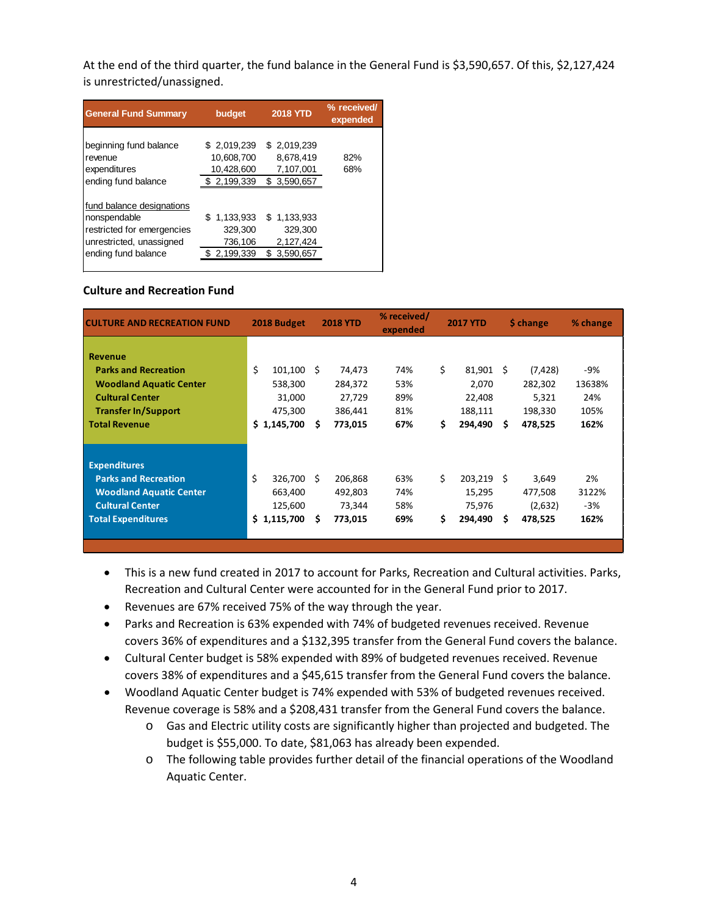At the end of the third quarter, the fund balance in the General Fund is $3,590,657. Of this, $2,127,424 is unrestricted/unassigned.

| General Fund Summary | budget | 2018 YTD | % received/ expended |
|---|---|---|---|
| beginning fund balance | $ 2,019,239 | $ 2,019,239 | |
| revenue | 10,608,700 | 8,678,419 | 82% |
| expenditures | 10,428,600 | 7,107,001 | 68% |
| ending fund balance | $ 2,199,339 | $ 3,590,657 | |
| fund balance designations | | | |
| nonspendable | $ 1,133,933 | $ 1,133,933 | |
| restricted for emergencies | 329,300 | 329,300 | |
| unrestricted, unassigned | 736,106 | 2,127,424 | |
| ending fund balance | $ 2,199,339 | $ 3,590,657 | |

### Culture and Recreation Fund

| CULTURE AND RECREATION FUND | 2018 Budget | 2018 YTD | % received/ expended | 2017 YTD | $ change | % change |
|---|---|---|---|---|---|---|
| **Revenue** | | | | | | |
| **Parks and Recreation** | $ 101,100 | $ 74,473 | 74% | $ 81,901 | $ (7,428) | -9% |
| **Woodland Aquatic Center** | 538,300 | 284,372 | 53% | 2,070 | 282,302 | 13638% |
| **Cultural Center** | 31,000 | 27,729 | 89% | 22,408 | 5,321 | 24% |
| **Transfer In/Support** | 475,300 | 386,441 | 81% | 188,111 | 198,330 | 105% |
| **Total Revenue** | **$ 1,145,700** | **$ 773,015** | **67%** | **$ 294,490** | **$ 478,525** | **162%** |
| **Expenditures** | | | | | | |
| **Parks and Recreation** | $ 326,700 | $ 206,868 | 63% | $ 203,219 | $ 3,649 | 2% |
| **Woodland Aquatic Center** | 663,400 | 492,803 | 74% | 15,295 | 477,508 | 3122% |
| **Cultural Center** | 125,600 | 73,344 | 58% | 75,976 | (2,632) | -3% |
| **Total Expenditures** | **$ 1,115,700** | **$ 773,015** | **69%** | **$ 294,490** | **$ 478,525** | **162%** |

- This is a new fund created in 2017 to account for Parks, Recreation and Cultural activities. Parks, Recreation and Cultural Center were accounted for in the General Fund prior to 2017.
- Revenues are 67% received 75% of the way through the year.
- Parks and Recreation is 63% expended with 74% of budgeted revenues received. Revenue covers 36% of expenditures and a $132,395 transfer from the General Fund covers the balance.
- Cultural Center budget is 58% expended with 89% of budgeted revenues received. Revenue covers 38% of expenditures and a $45,615 transfer from the General Fund covers the balance.
- Woodland Aquatic Center budget is 74% expended with 53% of budgeted revenues received. Revenue coverage is 58% and a $208,431 transfer from the General Fund covers the balance.
  - Gas and Electric utility costs are significantly higher than projected and budgeted. The budget is $55,000. To date, $81,063 has already been expended.
  - The following table provides further detail of the financial operations of the Woodland Aquatic Center.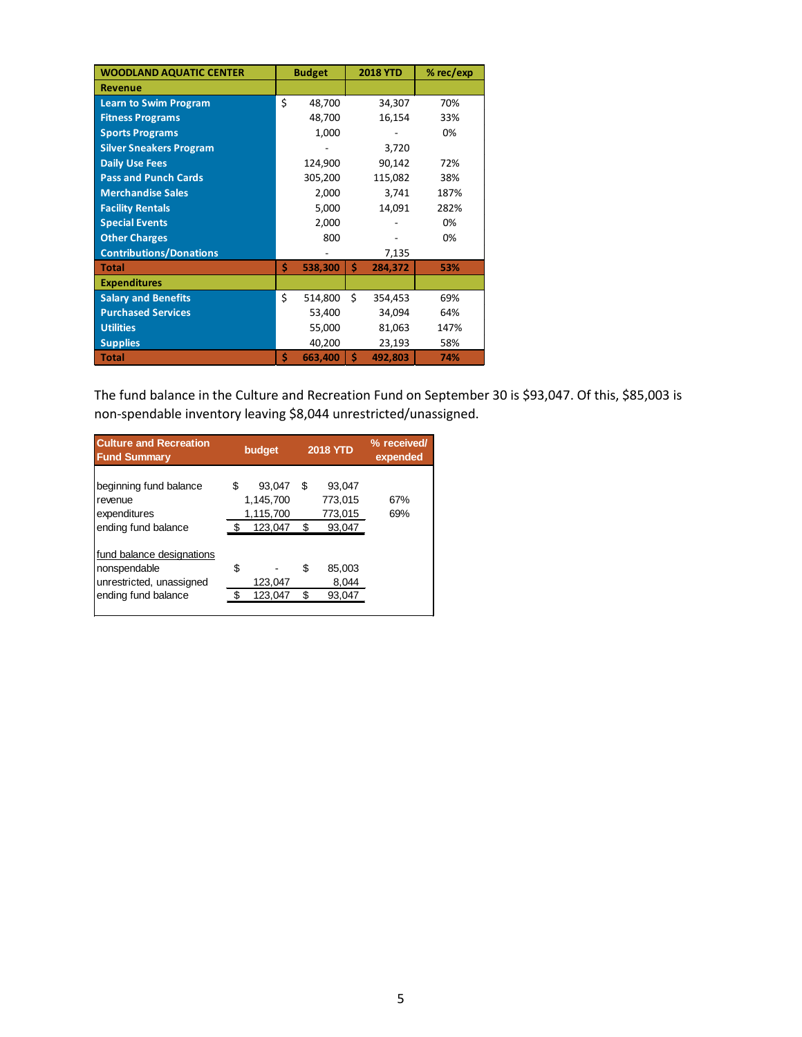| WOODLAND AQUATIC CENTER | Budget | 2018 YTD | % rec/exp |
|---|---|---|---|
| **Revenue** | | | |
| Learn to Swim Program | $ 48,700 | 34,307 | 70% |
| Fitness Programs | 48,700 | 16,154 | 33% |
| Sports Programs | 1,000 | - | 0% |
| Silver Sneakers Program | - | 3,720 | |
| Daily Use Fees | 124,900 | 90,142 | 72% |
| Pass and Punch Cards | 305,200 | 115,082 | 38% |
| Merchandise Sales | 2,000 | 3,741 | 187% |
| Facility Rentals | 5,000 | 14,091 | 282% |
| Special Events | 2,000 | - | 0% |
| Other Charges | 800 | - | 0% |
| Contributions/Donations | - | 7,135 | |
| **Total** | **$ 538,300** | **$ 284,372** | **53%** |
| **Expenditures** | | | |
| Salary and Benefits | $ 514,800 | $ 354,453 | 69% |
| Purchased Services | 53,400 | 34,094 | 64% |
| Utilities | 55,000 | 81,063 | 147% |
| Supplies | 40,200 | 23,193 | 58% |
| **Total** | **$ 663,400** | **$ 492,803** | **74%** |

The fund balance in the Culture and Recreation Fund on September 30 is $93,047. Of this, $85,003 is non-spendable inventory leaving $8,044 unrestricted/unassigned.

| Culture and Recreation Fund Summary | budget | 2018 YTD | % received/ expended |
|---|---|---|---|
| beginning fund balance | $ 93,047 | $ 93,047 | |
| revenue | 1,145,700 | 773,015 | 67% |
| expenditures | 1,115,700 | 773,015 | 69% |
| ending fund balance | $ 123,047 | $ 93,047 | |
| fund balance designations | | | |
| nonspendable | $ - | $ 85,003 | |
| unrestricted, unassigned | 123,047 | 8,044 | |
| ending fund balance | $ 123,047 | $ 93,047 | |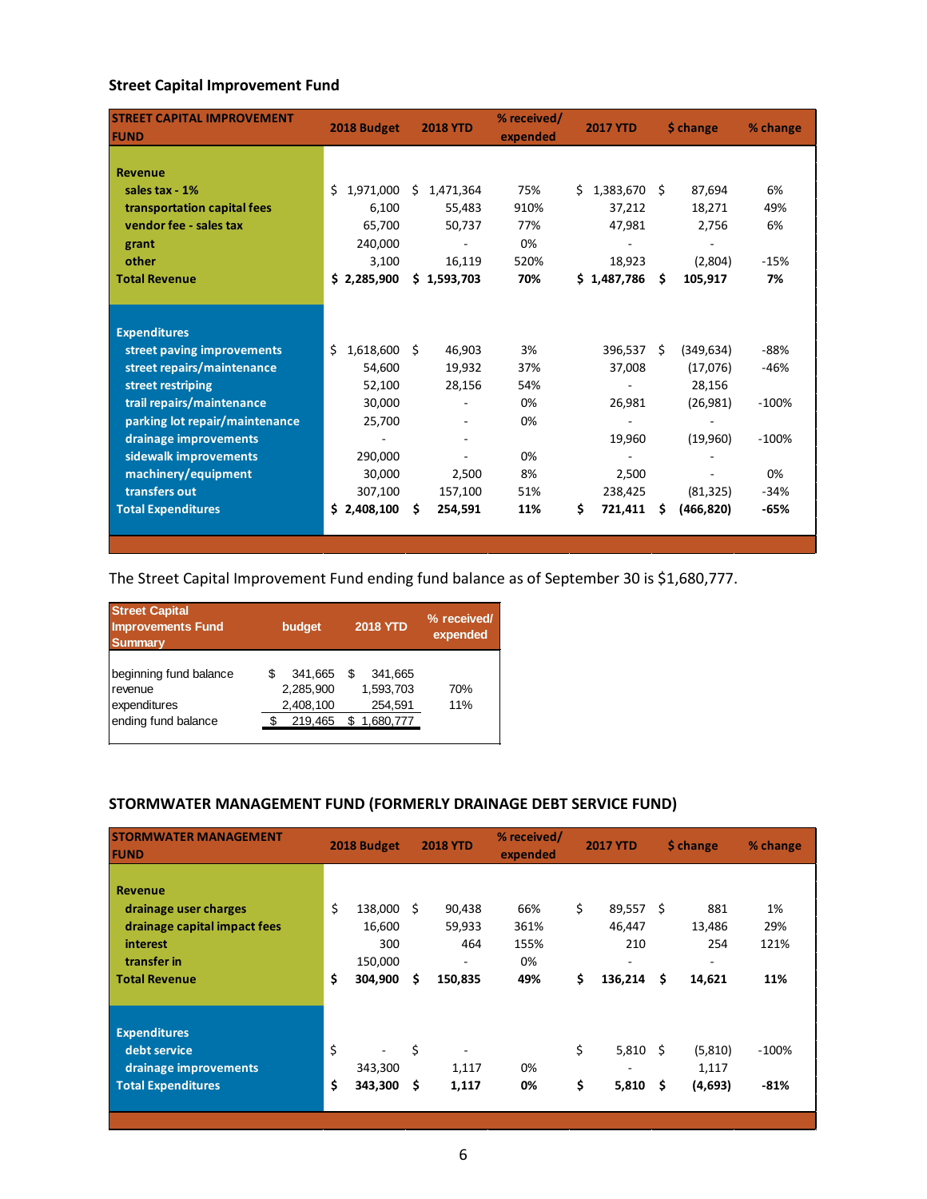## Street Capital Improvement Fund

| STREET CAPITAL IMPROVEMENT FUND | 2018 Budget | 2018 YTD | % received/ expended | 2017 YTD | $ change | % change |
|---|---|---|---|---|---|---|
| **Revenue** | | | | | | |
| sales tax - 1% | $ 1,971,000 | $ 1,471,364 | 75% | $ 1,383,670 | $ 87,694 | 6% |
| transportation capital fees | 6,100 | 55,483 | 910% | 37,212 | 18,271 | 49% |
| vendor fee - sales tax | 65,700 | 50,737 | 77% | 47,981 | 2,756 | 6% |
| grant | 240,000 | - | 0% | - | - | |
| other | 3,100 | 16,119 | 520% | 18,923 | (2,804) | -15% |
| **Total Revenue** | **$ 2,285,900** | **$ 1,593,703** | **70%** | **$ 1,487,786** | **$ 105,917** | **7%** |
| **Expenditures** | | | | | | |
| street paving improvements | $ 1,618,600 | $ 46,903 | 3% | 396,537 | $ (349,634) | -88% |
| street repairs/maintenance | 54,600 | 19,932 | 37% | 37,008 | (17,076) | -46% |
| street restriping | 52,100 | 28,156 | 54% | - | 28,156 | |
| trail repairs/maintenance | 30,000 | - | 0% | 26,981 | (26,981) | -100% |
| parking lot repair/maintenance | 25,700 | - | 0% | - | - | |
| drainage improvements | - | - | | 19,960 | (19,960) | -100% |
| sidewalk improvements | 290,000 | - | 0% | - | - | |
| machinery/equipment | 30,000 | 2,500 | 8% | 2,500 | - | 0% |
| transfers out | 307,100 | 157,100 | 51% | 238,425 | (81,325) | -34% |
| **Total Expenditures** | **$ 2,408,100** | **$ 254,591** | **11%** | **$ 721,411** | **$ (466,820)** | **-65%** |

The Street Capital Improvement Fund ending fund balance as of September 30 is $1,680,777.

| Street Capital Improvements Fund Summary | budget | 2018 YTD | % received/ expended |
|---|---|---|---|
| beginning fund balance | $ 341,665 | $ 341,665 | |
| revenue | 2,285,900 | 1,593,703 | 70% |
| expenditures | 2,408,100 | 254,591 | 11% |
| ending fund balance | $ 219,465 | $ 1,680,777 | |

## STORMWATER MANAGEMENT FUND (FORMERLY DRAINAGE DEBT SERVICE FUND)

| STORMWATER MANAGEMENT FUND | 2018 Budget | 2018 YTD | % received/ expended | 2017 YTD | $ change | % change |
|---|---|---|---|---|---|---|
| **Revenue** | | | | | | |
| drainage user charges | $ 138,000 | $ 90,438 | 66% | $ 89,557 | $ 881 | 1% |
| drainage capital impact fees | 16,600 | 59,933 | 361% | 46,447 | 13,486 | 29% |
| interest | 300 | 464 | 155% | 210 | 254 | 121% |
| transfer in | 150,000 | - | 0% | - | - | |
| **Total Revenue** | **$ 304,900** | **$ 150,835** | **49%** | **$ 136,214** | **$ 14,621** | **11%** |
| **Expenditures** | | | | | | |
| debt service | $ - | $ - | | $ 5,810 | $ (5,810) | -100% |
| drainage improvements | 343,300 | 1,117 | 0% | - | 1,117 | |
| **Total Expenditures** | **$ 343,300** | **$ 1,117** | **0%** | **$ 5,810** | **$ (4,693)** | **-81%** |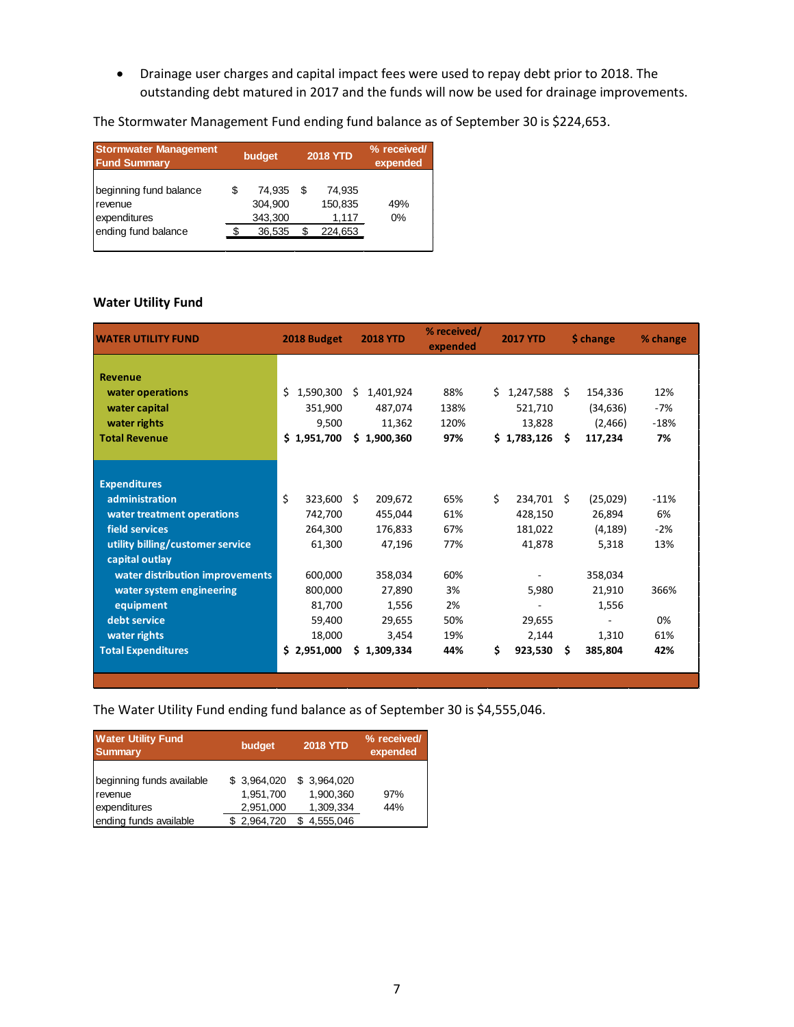- Drainage user charges and capital impact fees were used to repay debt prior to 2018. The outstanding debt matured in 2017 and the funds will now be used for drainage improvements.

The Stormwater Management Fund ending fund balance as of September 30 is $224,653.

| Stormwater Management Fund Summary | budget | 2018 YTD | % received/ expended |
|---|---|---|---|
| beginning fund balance | $ 74,935 | $ 74,935 | |
| revenue | 304,900 | 150,835 | 49% |
| expenditures | 343,300 | 1,117 | 0% |
| ending fund balance | $ 36,535 | $ 224,653 | |

## Water Utility Fund

| WATER UTILITY FUND | 2018 Budget | 2018 YTD | % received/ expended | 2017 YTD | $ change | % change |
|---|---|---|---|---|---|---|
| **Revenue** | | | | | | |
| water operations | $ 1,590,300 | $ 1,401,924 | 88% | $ 1,247,588 | $ 154,336 | 12% |
| water capital | 351,900 | 487,074 | 138% | 521,710 | (34,636) | -7% |
| water rights | 9,500 | 11,362 | 120% | 13,828 | (2,466) | -18% |
| **Total Revenue** | **$ 1,951,700** | **$ 1,900,360** | **97%** | **$ 1,783,126** | **$ 117,234** | **7%** |
| **Expenditures** | | | | | | |
| administration | $ 323,600 | $ 209,672 | 65% | $ 234,701 | $ (25,029) | -11% |
| water treatment operations | 742,700 | 455,044 | 61% | 428,150 | 26,894 | 6% |
| field services | 264,300 | 176,833 | 67% | 181,022 | (4,189) | -2% |
| utility billing/customer service | 61,300 | 47,196 | 77% | 41,878 | 5,318 | 13% |
| capital outlay | | | | | | |
| water distribution improvements | 600,000 | 358,034 | 60% | - | 358,034 | |
| water system engineering | 800,000 | 27,890 | 3% | 5,980 | 21,910 | 366% |
| equipment | 81,700 | 1,556 | 2% | - | 1,556 | |
| debt service | 59,400 | 29,655 | 50% | 29,655 | - | 0% |
| water rights | 18,000 | 3,454 | 19% | 2,144 | 1,310 | 61% |
| **Total Expenditures** | **$ 2,951,000** | **$ 1,309,334** | **44%** | **$ 923,530** | **$ 385,804** | **42%** |

The Water Utility Fund ending fund balance as of September 30 is $4,555,046.

| Water Utility Fund Summary | budget | 2018 YTD | % received/ expended |
|---|---|---|---|
| beginning funds available | $ 3,964,020 | $ 3,964,020 | |
| revenue | 1,951,700 | 1,900,360 | 97% |
| expenditures | 2,951,000 | 1,309,334 | 44% |
| ending funds available | $ 2,964,720 | $ 4,555,046 | |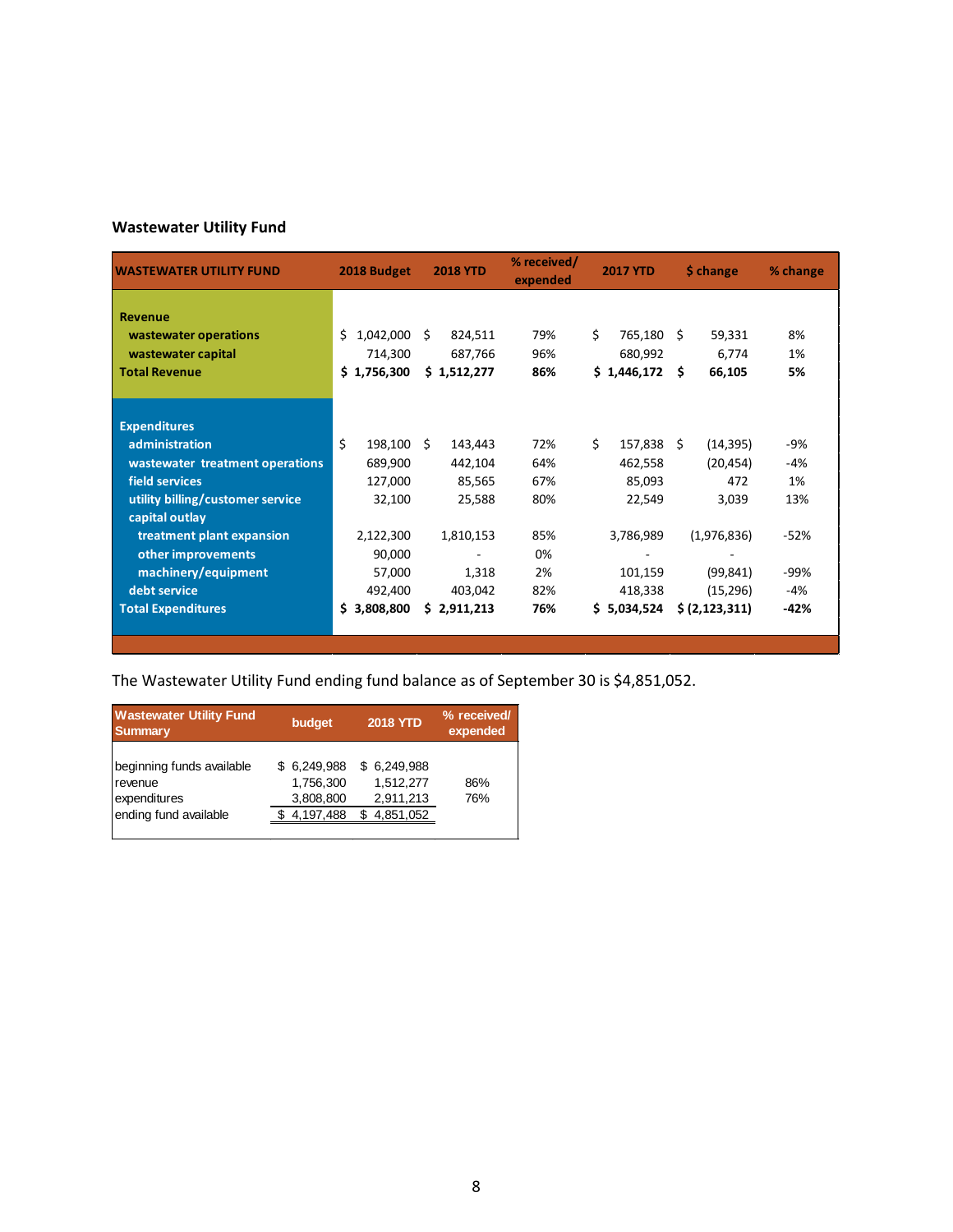## Wastewater Utility Fund

| WASTEWATER UTILITY FUND | 2018 Budget | 2018 YTD | % received/ expended | 2017 YTD | $ change | % change |
|---|---|---|---|---|---|---|
| **Revenue** | | | | | | |
| wastewater operations | $ 1,042,000 | $ 824,511 | 79% | $ 765,180 | $ 59,331 | 8% |
| wastewater capital | 714,300 | 687,766 | 96% | 680,992 | 6,774 | 1% |
| **Total Revenue** | **$ 1,756,300** | **$ 1,512,277** | **86%** | **$ 1,446,172** | **$ 66,105** | **5%** |
| **Expenditures** | | | | | | |
| administration | $ 198,100 | $ 143,443 | 72% | $ 157,838 | $ (14,395) | -9% |
| wastewater treatment operations | 689,900 | 442,104 | 64% | 462,558 | (20,454) | -4% |
| field services | 127,000 | 85,565 | 67% | 85,093 | 472 | 1% |
| utility billing/customer service | 32,100 | 25,588 | 80% | 22,549 | 3,039 | 13% |
| capital outlay | | | | | | |
| treatment plant expansion | 2,122,300 | 1,810,153 | 85% | 3,786,989 | (1,976,836) | -52% |
| other improvements | 90,000 | - | 0% | - | - | |
| machinery/equipment | 57,000 | 1,318 | 2% | 101,159 | (99,841) | -99% |
| debt service | 492,400 | 403,042 | 82% | 418,338 | (15,296) | -4% |
| **Total Expenditures** | **$ 3,808,800** | **$ 2,911,213** | **76%** | **$ 5,034,524** | **$ (2,123,311)** | **-42%** |

The Wastewater Utility Fund ending fund balance as of September 30 is $4,851,052.

| Wastewater Utility Fund Summary | budget | 2018 YTD | % received/ expended |
|---|---|---|---|
| beginning funds available | $ 6,249,988 | $ 6,249,988 | |
| revenue | 1,756,300 | 1,512,277 | 86% |
| expenditures | 3,808,800 | 2,911,213 | 76% |
| ending fund available | $ 4,197,488 | $ 4,851,052 | |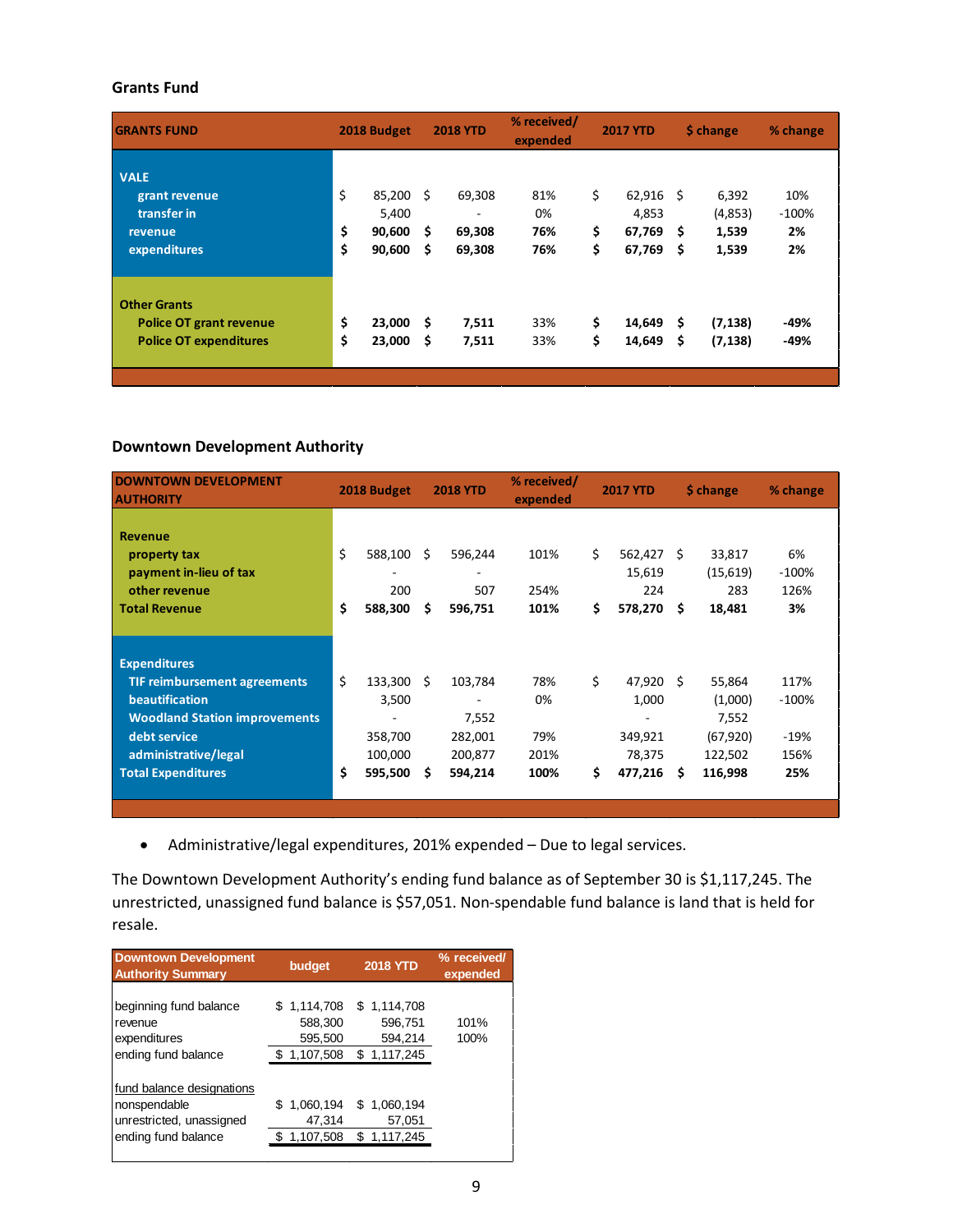### Grants Fund

| GRANTS FUND | 2018 Budget | 2018 YTD | % received/ expended | 2017 YTD | $ change | % change |
|---|---|---|---|---|---|---|
| **VALE** | | | | | | |
| grant revenue | $ 85,200 | $ 69,308 | 81% | $ 62,916 | $ 6,392 | 10% |
| transfer in | 5,400 | - | 0% | 4,853 | (4,853) | -100% |
| **revenue** | **$ 90,600** | **$ 69,308** | **76%** | **$ 67,769** | **$ 1,539** | **2%** |
| **expenditures** | **$ 90,600** | **$ 69,308** | **76%** | **$ 67,769** | **$ 1,539** | **2%** |
| **Other Grants** | | | | | | |
| **Police OT grant revenue** | **$ 23,000** | **$ 7,511** | 33% | **$ 14,649** | **$ (7,138)** | **-49%** |
| **Police OT expenditures** | **$ 23,000** | **$ 7,511** | 33% | **$ 14,649** | **$ (7,138)** | **-49%** |

### Downtown Development Authority

| DOWNTOWN DEVELOPMENT AUTHORITY | 2018 Budget | 2018 YTD | % received/ expended | 2017 YTD | $ change | % change |
|---|---|---|---|---|---|---|
| **Revenue** | | | | | | |
| property tax | $ 588,100 | $ 596,244 | 101% | $ 562,427 | $ 33,817 | 6% |
| payment in-lieu of tax | - | - | | 15,619 | (15,619) | -100% |
| other revenue | 200 | 507 | 254% | 224 | 283 | 126% |
| **Total Revenue** | **$ 588,300** | **$ 596,751** | **101%** | **$ 578,270** | **$ 18,481** | **3%** |
| **Expenditures** | | | | | | |
| TIF reimbursement agreements | $ 133,300 | $ 103,784 | 78% | $ 47,920 | $ 55,864 | 117% |
| beautification | 3,500 | - | 0% | 1,000 | (1,000) | -100% |
| Woodland Station improvements | | 7,552 | | - | 7,552 | |
| debt service | 358,700 | 282,001 | 79% | 349,921 | (67,920) | -19% |
| administrative/legal | 100,000 | 200,877 | 201% | 78,375 | 122,502 | 156% |
| **Total Expenditures** | **$ 595,500** | **$ 594,214** | **100%** | **$ 477,216** | **$ 116,998** | **25%** |

- Administrative/legal expenditures, 201% expended – Due to legal services.

The Downtown Development Authority's ending fund balance as of September 30 is $1,117,245. The unrestricted, unassigned fund balance is $57,051. Non-spendable fund balance is land that is held for resale.

| Downtown Development Authority Summary | budget | 2018 YTD | % received/ expended |
|---|---|---|---|
| beginning fund balance | $ 1,114,708 | $ 1,114,708 | |
| revenue | 588,300 | 596,751 | 101% |
| expenditures | 595,500 | 594,214 | 100% |
| ending fund balance | $ 1,107,508 | $ 1,117,245 | |
| fund balance designations | | | |
| nonspendable | $ 1,060,194 | $ 1,060,194 | |
| unrestricted, unassigned | 47,314 | 57,051 | |
| ending fund balance | $ 1,107,508 | $ 1,117,245 | |